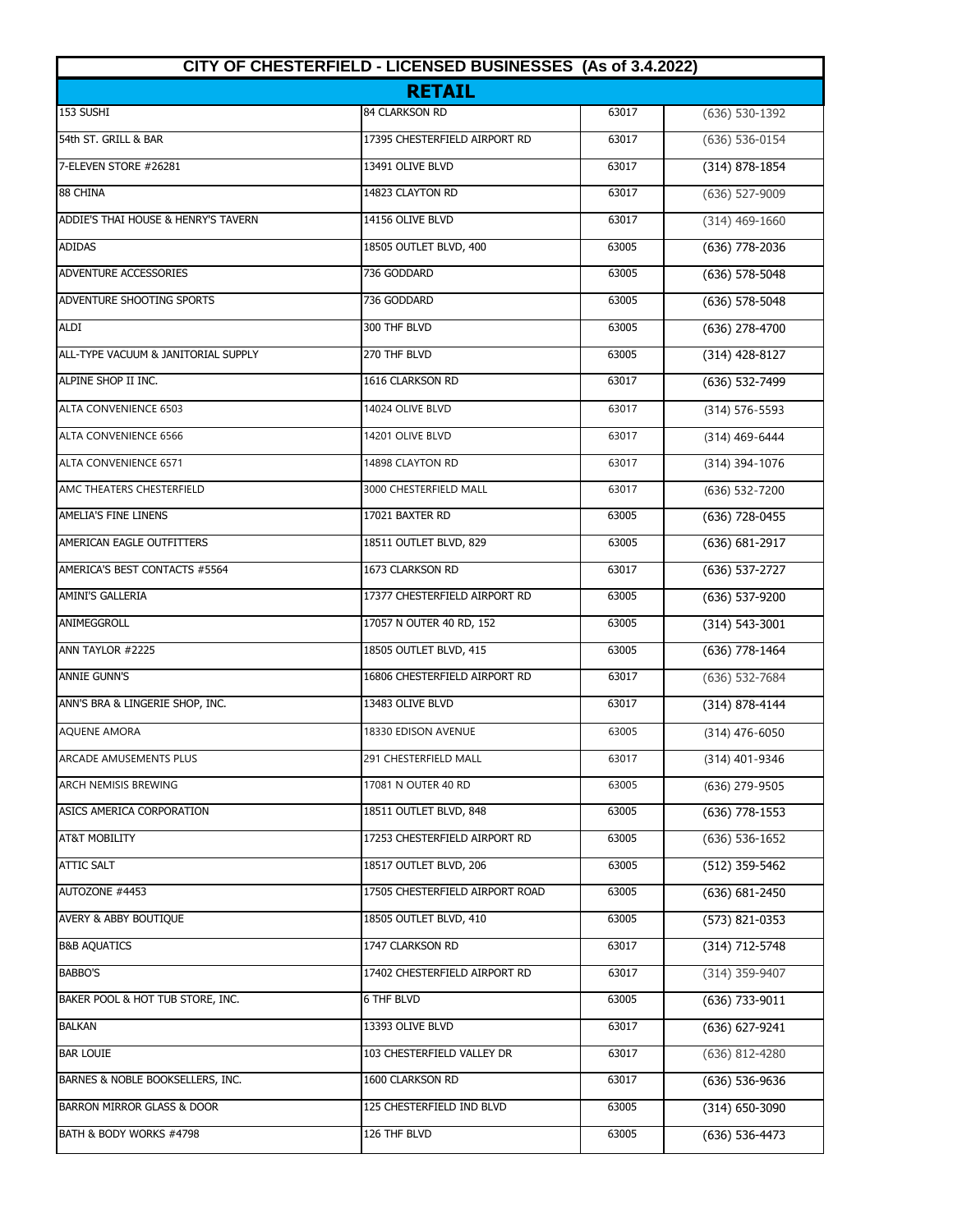# CITY OF CHESTERFIELD - LICENSED BUSINESSES (As of 3.4.2022)

## RETAIL

| | | | |
|---|---|---|---|
| 153 SUSHI | 84 CLARKSON RD | 63017 | (636) 530-1392 |
| 54th ST. GRILL & BAR | 17395 CHESTERFIELD AIRPORT RD | 63017 | (636) 536-0154 |
| 7-ELEVEN STORE #26281 | 13491 OLIVE BLVD | 63017 | (314) 878-1854 |
| 88 CHINA | 14823 CLAYTON RD | 63017 | (636) 527-9009 |
| ADDIE'S THAI HOUSE & HENRY'S TAVERN | 14156 OLIVE BLVD | 63017 | (314) 469-1660 |
| ADIDAS | 18505 OUTLET BLVD, 400 | 63005 | (636) 778-2036 |
| ADVENTURE ACCESSORIES | 736 GODDARD | 63005 | (636) 578-5048 |
| ADVENTURE SHOOTING SPORTS | 736 GODDARD | 63005 | (636) 578-5048 |
| ALDI | 300 THF BLVD | 63005 | (636) 278-4700 |
| ALL-TYPE VACUUM & JANITORIAL SUPPLY | 270 THF BLVD | 63005 | (314) 428-8127 |
| ALPINE SHOP II INC. | 1616 CLARKSON RD | 63017 | (636) 532-7499 |
| ALTA CONVENIENCE 6503 | 14024 OLIVE BLVD | 63017 | (314) 576-5593 |
| ALTA CONVENIENCE 6566 | 14201 OLIVE BLVD | 63017 | (314) 469-6444 |
| ALTA CONVENIENCE 6571 | 14898 CLAYTON RD | 63017 | (314) 394-1076 |
| AMC THEATERS CHESTERFIELD | 3000 CHESTERFIELD MALL | 63017 | (636) 532-7200 |
| AMELIA'S FINE LINENS | 17021 BAXTER RD | 63005 | (636) 728-0455 |
| AMERICAN EAGLE OUTFITTERS | 18511 OUTLET BLVD, 829 | 63005 | (636) 681-2917 |
| AMERICA'S BEST CONTACTS #5564 | 1673 CLARKSON RD | 63017 | (636) 537-2727 |
| AMINI'S GALLERIA | 17377 CHESTERFIELD AIRPORT RD | 63005 | (636) 537-9200 |
| ANIMEGGROLL | 17057 N OUTER 40 RD, 152 | 63005 | (314) 543-3001 |
| ANN TAYLOR #2225 | 18505 OUTLET BLVD, 415 | 63005 | (636) 778-1464 |
| ANNIE GUNN'S | 16806 CHESTERFIELD AIRPORT RD | 63017 | (636) 532-7684 |
| ANN'S BRA & LINGERIE SHOP, INC. | 13483 OLIVE BLVD | 63017 | (314) 878-4144 |
| AQUENE AMORA | 18330 EDISON AVENUE | 63005 | (314) 476-6050 |
| ARCADE AMUSEMENTS PLUS | 291 CHESTERFIELD MALL | 63017 | (314) 401-9346 |
| ARCH NEMISIS BREWING | 17081 N OUTER 40 RD | 63005 | (636) 279-9505 |
| ASICS AMERICA CORPORATION | 18511 OUTLET BLVD, 848 | 63005 | (636) 778-1553 |
| AT&T MOBILITY | 17253 CHESTERFIELD AIRPORT RD | 63005 | (636) 536-1652 |
| ATTIC SALT | 18517 OUTLET BLVD, 206 | 63005 | (512) 359-5462 |
| AUTOZONE #4453 | 17505 CHESTERFIELD AIRPORT ROAD | 63005 | (636) 681-2450 |
| AVERY & ABBY BOUTIQUE | 18505 OUTLET BLVD, 410 | 63005 | (573) 821-0353 |
| B&B AQUATICS | 1747 CLARKSON RD | 63017 | (314) 712-5748 |
| BABBO'S | 17402 CHESTERFIELD AIRPORT RD | 63017 | (314) 359-9407 |
| BAKER POOL & HOT TUB STORE, INC. | 6 THF BLVD | 63005 | (636) 733-9011 |
| BALKAN | 13393 OLIVE BLVD | 63017 | (636) 627-9241 |
| BAR LOUIE | 103 CHESTERFIELD VALLEY DR | 63017 | (636) 812-4280 |
| BARNES & NOBLE BOOKSELLERS, INC. | 1600 CLARKSON RD | 63017 | (636) 536-9636 |
| BARRON MIRROR GLASS & DOOR | 125 CHESTERFIELD IND BLVD | 63005 | (314) 650-3090 |
| BATH & BODY WORKS #4798 | 126 THF BLVD | 63005 | (636) 536-4473 |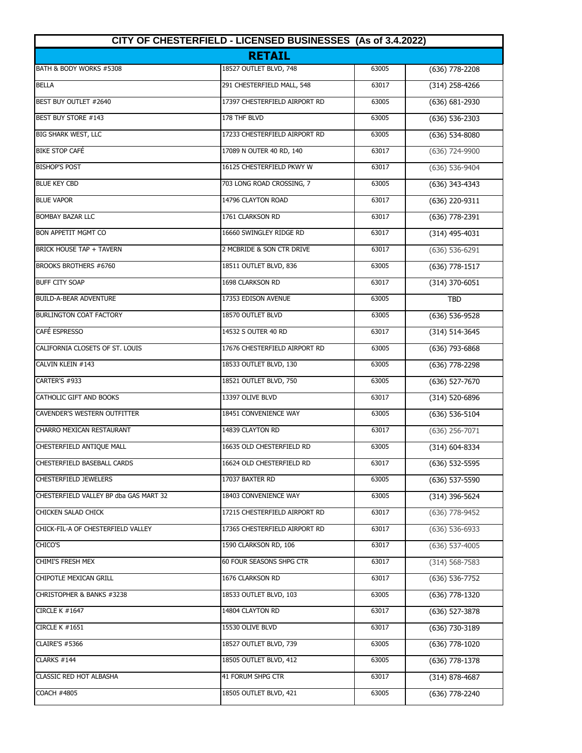# CITY OF CHESTERFIELD - LICENSED BUSINESSES (As of 3.4.2022)

## RETAIL

| | | | |
|---|---|---|---|
| BATH & BODY WORKS #5308 | 18527 OUTLET BLVD, 748 | 63005 | (636) 778-2208 |
| BELLA | 291 CHESTERFIELD MALL, 548 | 63017 | (314) 258-4266 |
| BEST BUY OUTLET #2640 | 17397 CHESTERFIELD AIRPORT RD | 63005 | (636) 681-2930 |
| BEST BUY STORE #143 | 178 THF BLVD | 63005 | (636) 536-2303 |
| BIG SHARK WEST, LLC | 17233 CHESTERFIELD AIRPORT RD | 63005 | (636) 534-8080 |
| BIKE STOP CAFÉ | 17089 N OUTER 40 RD, 140 | 63017 | (636) 724-9900 |
| BISHOP'S POST | 16125 CHESTERFIELD PKWY W | 63017 | (636) 536-9404 |
| BLUE KEY CBD | 703 LONG ROAD CROSSING, 7 | 63005 | (636) 343-4343 |
| BLUE VAPOR | 14796 CLAYTON ROAD | 63017 | (636) 220-9311 |
| BOMBAY BAZAR LLC | 1761 CLARKSON RD | 63017 | (636) 778-2391 |
| BON APPETIT MGMT CO | 16660 SWINGLEY RIDGE RD | 63017 | (314) 495-4031 |
| BRICK HOUSE TAP + TAVERN | 2 MCBRIDE & SON CTR DRIVE | 63017 | (636) 536-6291 |
| BROOKS BROTHERS #6760 | 18511 OUTLET BLVD, 836 | 63005 | (636) 778-1517 |
| BUFF CITY SOAP | 1698 CLARKSON RD | 63017 | (314) 370-6051 |
| BUILD-A-BEAR ADVENTURE | 17353 EDISON AVENUE | 63005 | TBD |
| BURLINGTON COAT FACTORY | 18570 OUTLET BLVD | 63005 | (636) 536-9528 |
| CAFÉ ESPRESSO | 14532 S OUTER 40 RD | 63017 | (314) 514-3645 |
| CALIFORNIA CLOSETS OF ST. LOUIS | 17676 CHESTERFIELD AIRPORT RD | 63005 | (636) 793-6868 |
| CALVIN KLEIN #143 | 18533 OUTLET BLVD, 130 | 63005 | (636) 778-2298 |
| CARTER'S #933 | 18521 OUTLET BLVD, 750 | 63005 | (636) 527-7670 |
| CATHOLIC GIFT AND BOOKS | 13397 OLIVE BLVD | 63017 | (314) 520-6896 |
| CAVENDER'S WESTERN OUTFITTER | 18451 CONVENIENCE WAY | 63005 | (636) 536-5104 |
| CHARRO MEXICAN RESTAURANT | 14839 CLAYTON RD | 63017 | (636) 256-7071 |
| CHESTERFIELD ANTIQUE MALL | 16635 OLD CHESTERFIELD RD | 63005 | (314) 604-8334 |
| CHESTERFIELD BASEBALL CARDS | 16624 OLD CHESTERFIELD RD | 63017 | (636) 532-5595 |
| CHESTERFIELD JEWELERS | 17037 BAXTER RD | 63005 | (636) 537-5590 |
| CHESTERFIELD VALLEY BP dba GAS MART 32 | 18403 CONVENIENCE WAY | 63005 | (314) 396-5624 |
| CHICKEN SALAD CHICK | 17215 CHESTERFIELD AIRPORT RD | 63017 | (636) 778-9452 |
| CHICK-FIL-A OF CHESTERFIELD VALLEY | 17365 CHESTERFIELD AIRPORT RD | 63017 | (636) 536-6933 |
| CHICO'S | 1590 CLARKSON RD, 106 | 63017 | (636) 537-4005 |
| CHIMI'S FRESH MEX | 60 FOUR SEASONS SHPG CTR | 63017 | (314) 568-7583 |
| CHIPOTLE MEXICAN GRILL | 1676 CLARKSON RD | 63017 | (636) 536-7752 |
| CHRISTOPHER & BANKS #3238 | 18533 OUTLET BLVD, 103 | 63005 | (636) 778-1320 |
| CIRCLE K #1647 | 14804 CLAYTON RD | 63017 | (636) 527-3878 |
| CIRCLE K #1651 | 15530 OLIVE BLVD | 63017 | (636) 730-3189 |
| CLAIRE'S #5366 | 18527 OUTLET BLVD, 739 | 63005 | (636) 778-1020 |
| CLARKS #144 | 18505 OUTLET BLVD, 412 | 63005 | (636) 778-1378 |
| CLASSIC RED HOT ALBASHA | 41 FORUM SHPG CTR | 63017 | (314) 878-4687 |
| COACH #4805 | 18505 OUTLET BLVD, 421 | 63005 | (636) 778-2240 |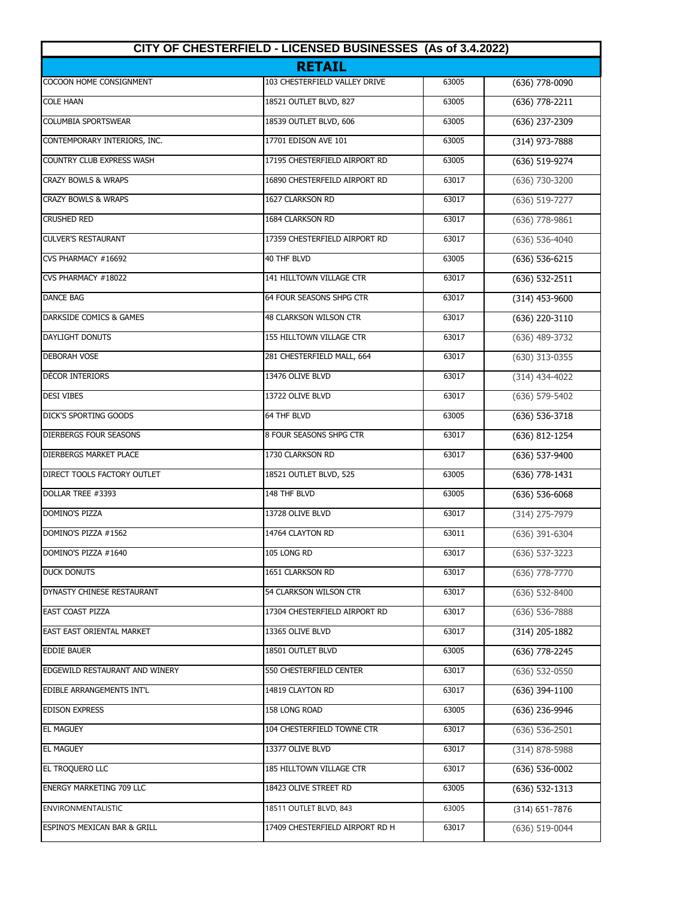## CITY OF CHESTERFIELD - LICENSED BUSINESSES (As of 3.4.2022)

### RETAIL

| | | | |
|---|---|---|---|
| COCOON HOME CONSIGNMENT | 103 CHESTERFIELD VALLEY DRIVE | 63005 | (636) 778-0090 |
| COLE HAAN | 18521 OUTLET BLVD, 827 | 63005 | (636) 778-2211 |
| COLUMBIA SPORTSWEAR | 18539 OUTLET BLVD, 606 | 63005 | (636) 237-2309 |
| CONTEMPORARY INTERIORS, INC. | 17701 EDISON AVE 101 | 63005 | (314) 973-7888 |
| COUNTRY CLUB EXPRESS WASH | 17195 CHESTERFIELD AIRPORT RD | 63005 | (636) 519-9274 |
| CRAZY BOWLS & WRAPS | 16890 CHESTERFEILD AIRPORT RD | 63017 | (636) 730-3200 |
| CRAZY BOWLS & WRAPS | 1627 CLARKSON RD | 63017 | (636) 519-7277 |
| CRUSHED RED | 1684 CLARKSON RD | 63017 | (636) 778-9861 |
| CULVER'S RESTAURANT | 17359 CHESTERFIELD AIRPORT RD | 63017 | (636) 536-4040 |
| CVS PHARMACY #16692 | 40 THF BLVD | 63005 | (636) 536-6215 |
| CVS PHARMACY #18022 | 141 HILLTOWN VILLAGE CTR | 63017 | (636) 532-2511 |
| DANCE BAG | 64 FOUR SEASONS SHPG CTR | 63017 | (314) 453-9600 |
| DARKSIDE COMICS & GAMES | 48 CLARKSON WILSON CTR | 63017 | (636) 220-3110 |
| DAYLIGHT DONUTS | 155 HILLTOWN VILLAGE CTR | 63017 | (636) 489-3732 |
| DEBORAH VOSE | 281 CHESTERFIELD MALL, 664 | 63017 | (630) 313-0355 |
| DÉCOR INTERIORS | 13476 OLIVE BLVD | 63017 | (314) 434-4022 |
| DESI VIBES | 13722 OLIVE BLVD | 63017 | (636) 579-5402 |
| DICK'S SPORTING GOODS | 64 THF BLVD | 63005 | (636) 536-3718 |
| DIERBERGS FOUR SEASONS | 8 FOUR SEASONS SHPG CTR | 63017 | (636) 812-1254 |
| DIERBERGS MARKET PLACE | 1730 CLARKSON RD | 63017 | (636) 537-9400 |
| DIRECT TOOLS FACTORY OUTLET | 18521 OUTLET BLVD, 525 | 63005 | (636) 778-1431 |
| DOLLAR TREE #3393 | 148 THF BLVD | 63005 | (636) 536-6068 |
| DOMINO'S PIZZA | 13728 OLIVE BLVD | 63017 | (314) 275-7979 |
| DOMINO'S PIZZA #1562 | 14764 CLAYTON RD | 63011 | (636) 391-6304 |
| DOMINO'S PIZZA #1640 | 105 LONG RD | 63017 | (636) 537-3223 |
| DUCK DONUTS | 1651 CLARKSON RD | 63017 | (636) 778-7770 |
| DYNASTY CHINESE RESTAURANT | 54 CLARKSON WILSON CTR | 63017 | (636) 532-8400 |
| EAST COAST PIZZA | 17304 CHESTERFIELD AIRPORT RD | 63017 | (636) 536-7888 |
| EAST EAST ORIENTAL MARKET | 13365 OLIVE BLVD | 63017 | (314) 205-1882 |
| EDDIE BAUER | 18501 OUTLET BLVD | 63005 | (636) 778-2245 |
| EDGEWILD RESTAURANT AND WINERY | 550 CHESTERFIELD CENTER | 63017 | (636) 532-0550 |
| EDIBLE ARRANGEMENTS INT'L | 14819 CLAYTON RD | 63017 | (636) 394-1100 |
| EDISON EXPRESS | 158 LONG ROAD | 63005 | (636) 236-9946 |
| EL MAGUEY | 104 CHESTERFIELD TOWNE CTR | 63017 | (636) 536-2501 |
| EL MAGUEY | 13377 OLIVE BLVD | 63017 | (314) 878-5988 |
| EL TROQUERO LLC | 185 HILLTOWN VILLAGE CTR | 63017 | (636) 536-0002 |
| ENERGY MARKETING 709 LLC | 18423 OLIVE STREET RD | 63005 | (636) 532-1313 |
| ENVIRONMENTALISTIC | 18511 OUTLET BLVD, 843 | 63005 | (314) 651-7876 |
| ESPINO'S MEXICAN BAR & GRILL | 17409 CHESTERFIELD AIRPORT RD H | 63017 | (636) 519-0044 |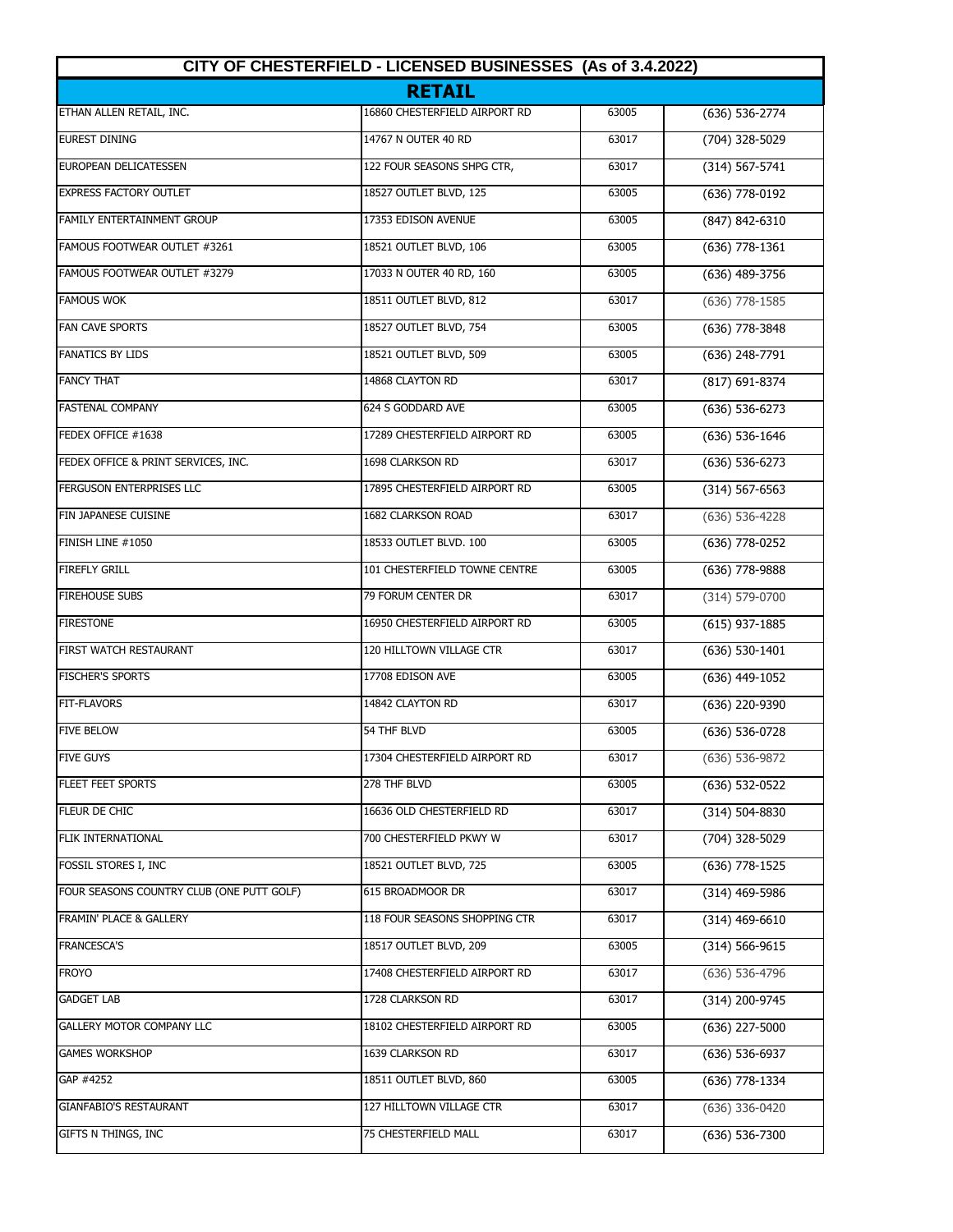## CITY OF CHESTERFIELD - LICENSED BUSINESSES (As of 3.4.2022)

### RETAIL

| | | | |
|---|---|---|---|
| ETHAN ALLEN RETAIL, INC. | 16860 CHESTERFIELD AIRPORT RD | 63005 | (636) 536-2774 |
| EUREST DINING | 14767 N OUTER 40 RD | 63017 | (704) 328-5029 |
| EUROPEAN DELICATESSEN | 122 FOUR SEASONS SHPG CTR, | 63017 | (314) 567-5741 |
| EXPRESS FACTORY OUTLET | 18527 OUTLET BLVD, 125 | 63005 | (636) 778-0192 |
| FAMILY ENTERTAINMENT GROUP | 17353 EDISON AVENUE | 63005 | (847) 842-6310 |
| FAMOUS FOOTWEAR OUTLET #3261 | 18521 OUTLET BLVD, 106 | 63005 | (636) 778-1361 |
| FAMOUS FOOTWEAR OUTLET #3279 | 17033 N OUTER 40 RD, 160 | 63005 | (636) 489-3756 |
| FAMOUS WOK | 18511 OUTLET BLVD, 812 | 63017 | (636) 778-1585 |
| FAN CAVE SPORTS | 18527 OUTLET BLVD, 754 | 63005 | (636) 778-3848 |
| FANATICS BY LIDS | 18521 OUTLET BLVD, 509 | 63005 | (636) 248-7791 |
| FANCY THAT | 14868 CLAYTON RD | 63017 | (817) 691-8374 |
| FASTENAL COMPANY | 624 S GODDARD AVE | 63005 | (636) 536-6273 |
| FEDEX OFFICE #1638 | 17289 CHESTERFIELD AIRPORT RD | 63005 | (636) 536-1646 |
| FEDEX OFFICE & PRINT SERVICES, INC. | 1698 CLARKSON RD | 63017 | (636) 536-6273 |
| FERGUSON ENTERPRISES LLC | 17895 CHESTERFIELD AIRPORT RD | 63005 | (314) 567-6563 |
| FIN JAPANESE CUISINE | 1682 CLARKSON ROAD | 63017 | (636) 536-4228 |
| FINISH LINE #1050 | 18533 OUTLET BLVD. 100 | 63005 | (636) 778-0252 |
| FIREFLY GRILL | 101 CHESTERFIELD TOWNE CENTRE | 63005 | (636) 778-9888 |
| FIREHOUSE SUBS | 79 FORUM CENTER DR | 63017 | (314) 579-0700 |
| FIRESTONE | 16950 CHESTERFIELD AIRPORT RD | 63005 | (615) 937-1885 |
| FIRST WATCH RESTAURANT | 120 HILLTOWN VILLAGE CTR | 63017 | (636) 530-1401 |
| FISCHER'S SPORTS | 17708 EDISON AVE | 63005 | (636) 449-1052 |
| FIT-FLAVORS | 14842 CLAYTON RD | 63017 | (636) 220-9390 |
| FIVE BELOW | 54 THF BLVD | 63005 | (636) 536-0728 |
| FIVE GUYS | 17304 CHESTERFIELD AIRPORT RD | 63017 | (636) 536-9872 |
| FLEET FEET SPORTS | 278 THF BLVD | 63005 | (636) 532-0522 |
| FLEUR DE CHIC | 16636 OLD CHESTERFIELD RD | 63017 | (314) 504-8830 |
| FLIK INTERNATIONAL | 700 CHESTERFIELD PKWY W | 63017 | (704) 328-5029 |
| FOSSIL STORES I, INC | 18521 OUTLET BLVD, 725 | 63005 | (636) 778-1525 |
| FOUR SEASONS COUNTRY CLUB (ONE PUTT GOLF) | 615 BROADMOOR DR | 63017 | (314) 469-5986 |
| FRAMIN' PLACE & GALLERY | 118 FOUR SEASONS SHOPPING CTR | 63017 | (314) 469-6610 |
| FRANCESCA'S | 18517 OUTLET BLVD, 209 | 63005 | (314) 566-9615 |
| FROYO | 17408 CHESTERFIELD AIRPORT RD | 63017 | (636) 536-4796 |
| GADGET LAB | 1728 CLARKSON RD | 63017 | (314) 200-9745 |
| GALLERY MOTOR COMPANY LLC | 18102 CHESTERFIELD AIRPORT RD | 63005 | (636) 227-5000 |
| GAMES WORKSHOP | 1639 CLARKSON RD | 63017 | (636) 536-6937 |
| GAP #4252 | 18511 OUTLET BLVD, 860 | 63005 | (636) 778-1334 |
| GIANFABIO'S RESTAURANT | 127 HILLTOWN VILLAGE CTR | 63017 | (636) 336-0420 |
| GIFTS N THINGS, INC | 75 CHESTERFIELD MALL | 63017 | (636) 536-7300 |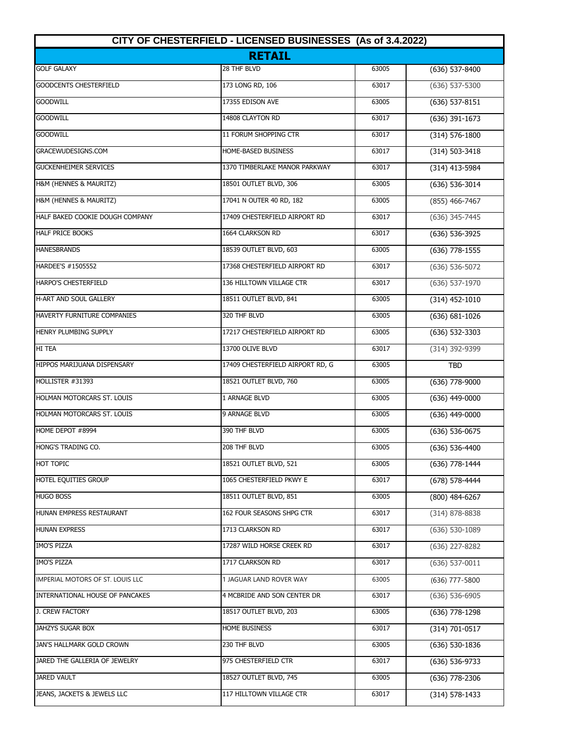## CITY OF CHESTERFIELD - LICENSED BUSINESSES (As of 3.4.2022)

### RETAIL

| | | | |
|---|---|---|---|
| GOLF GALAXY | 28 THF BLVD | 63005 | (636) 537-8400 |
| GOODCENTS CHESTERFIELD | 173 LONG RD, 106 | 63017 | (636) 537-5300 |
| GOODWILL | 17355 EDISON AVE | 63005 | (636) 537-8151 |
| GOODWILL | 14808 CLAYTON RD | 63017 | (636) 391-1673 |
| GOODWILL | 11 FORUM SHOPPING CTR | 63017 | (314) 576-1800 |
| GRACEWUDESIGNS.COM | HOME-BASED BUSINESS | 63017 | (314) 503-3418 |
| GUCKENHEIMER SERVICES | 1370 TIMBERLAKE MANOR PARKWAY | 63017 | (314) 413-5984 |
| H&M (HENNES & MAURITZ) | 18501 OUTLET BLVD, 306 | 63005 | (636) 536-3014 |
| H&M (HENNES & MAURITZ) | 17041 N OUTER 40 RD, 182 | 63005 | (855) 466-7467 |
| HALF BAKED COOKIE DOUGH COMPANY | 17409 CHESTERFIELD AIRPORT RD | 63017 | (636) 345-7445 |
| HALF PRICE BOOKS | 1664 CLARKSON RD | 63017 | (636) 536-3925 |
| HANESBRANDS | 18539 OUTLET BLVD, 603 | 63005 | (636) 778-1555 |
| HARDEE'S #1505552 | 17368 CHESTERFIELD AIRPORT RD | 63017 | (636) 536-5072 |
| HARPO'S CHESTERFIELD | 136 HILLTOWN VILLAGE CTR | 63017 | (636) 537-1970 |
| H-ART AND SOUL GALLERY | 18511 OUTLET BLVD, 841 | 63005 | (314) 452-1010 |
| HAVERTY FURNITURE COMPANIES | 320 THF BLVD | 63005 | (636) 681-1026 |
| HENRY PLUMBING SUPPLY | 17217 CHESTERFIELD AIRPORT RD | 63005 | (636) 532-3303 |
| HI TEA | 13700 OLIVE BLVD | 63017 | (314) 392-9399 |
| HIPPOS MARIJUANA DISPENSARY | 17409 CHESTERFIELD AIRPORT RD, G | 63005 | TBD |
| HOLLISTER #31393 | 18521 OUTLET BLVD, 760 | 63005 | (636) 778-9000 |
| HOLMAN MOTORCARS ST. LOUIS | 1 ARNAGE BLVD | 63005 | (636) 449-0000 |
| HOLMAN MOTORCARS ST. LOUIS | 9 ARNAGE BLVD | 63005 | (636) 449-0000 |
| HOME DEPOT #8994 | 390 THF BLVD | 63005 | (636) 536-0675 |
| HONG'S TRADING CO. | 208 THF BLVD | 63005 | (636) 536-4400 |
| HOT TOPIC | 18521 OUTLET BLVD, 521 | 63005 | (636) 778-1444 |
| HOTEL EQUITIES GROUP | 1065 CHESTERFIELD PKWY E | 63017 | (678) 578-4444 |
| HUGO BOSS | 18511 OUTLET BLVD, 851 | 63005 | (800) 484-6267 |
| HUNAN EMPRESS RESTAURANT | 162 FOUR SEASONS SHPG CTR | 63017 | (314) 878-8838 |
| HUNAN EXPRESS | 1713 CLARKSON RD | 63017 | (636) 530-1089 |
| IMO'S PIZZA | 17287 WILD HORSE CREEK RD | 63017 | (636) 227-8282 |
| IMO'S PIZZA | 1717 CLARKSON RD | 63017 | (636) 537-0011 |
| IMPERIAL MOTORS OF ST. LOUIS LLC | 1 JAGUAR LAND ROVER WAY | 63005 | (636) 777-5800 |
| INTERNATIONAL HOUSE OF PANCAKES | 4 MCBRIDE AND SON CENTER DR | 63017 | (636) 536-6905 |
| J. CREW FACTORY | 18517 OUTLET BLVD, 203 | 63005 | (636) 778-1298 |
| JAHZYS SUGAR BOX | HOME BUSINESS | 63017 | (314) 701-0517 |
| JAN'S HALLMARK GOLD CROWN | 230 THF BLVD | 63005 | (636) 530-1836 |
| JARED THE GALLERIA OF JEWELRY | 975 CHESTERFIELD CTR | 63017 | (636) 536-9733 |
| JARED VAULT | 18527 OUTLET BLVD, 745 | 63005 | (636) 778-2306 |
| JEANS, JACKETS & JEWELS LLC | 117 HILLTOWN VILLAGE CTR | 63017 | (314) 578-1433 |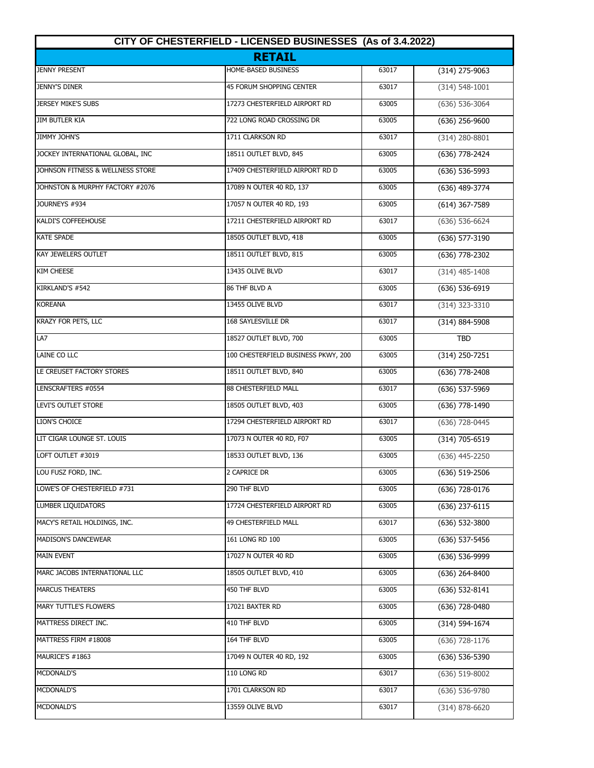# CITY OF CHESTERFIELD - LICENSED BUSINESSES (As of 3.4.2022)

## RETAIL

| | | | |
|---|---|---|---|
| JENNY PRESENT | HOME-BASED BUSINESS | 63017 | (314) 275-9063 |
| JENNY'S DINER | 45 FORUM SHOPPING CENTER | 63017 | (314) 548-1001 |
| JERSEY MIKE'S SUBS | 17273 CHESTERFIELD AIRPORT RD | 63005 | (636) 536-3064 |
| JIM BUTLER KIA | 722 LONG ROAD CROSSING DR | 63005 | (636) 256-9600 |
| JIMMY JOHN'S | 1711 CLARKSON RD | 63017 | (314) 280-8801 |
| JOCKEY INTERNATIONAL GLOBAL, INC | 18511 OUTLET BLVD, 845 | 63005 | (636) 778-2424 |
| JOHNSON FITNESS & WELLNESS STORE | 17409 CHESTERFIELD AIRPORT RD D | 63005 | (636) 536-5993 |
| JOHNSTON & MURPHY FACTORY #2076 | 17089 N OUTER 40 RD, 137 | 63005 | (636) 489-3774 |
| JOURNEYS #934 | 17057 N OUTER 40 RD, 193 | 63005 | (614) 367-7589 |
| KALDI'S COFFEEHOUSE | 17211 CHESTERFIELD AIRPORT RD | 63017 | (636) 536-6624 |
| KATE SPADE | 18505 OUTLET BLVD, 418 | 63005 | (636) 577-3190 |
| KAY JEWELERS OUTLET | 18511 OUTLET BLVD, 815 | 63005 | (636) 778-2302 |
| KIM CHEESE | 13435 OLIVE BLVD | 63017 | (314) 485-1408 |
| KIRKLAND'S #542 | 86 THF BLVD A | 63005 | (636) 536-6919 |
| KOREANA | 13455 OLIVE BLVD | 63017 | (314) 323-3310 |
| KRAZY FOR PETS, LLC | 168 SAYLESVILLE DR | 63017 | (314) 884-5908 |
| LA7 | 18527 OUTLET BLVD, 700 | 63005 | TBD |
| LAINE CO LLC | 100 CHESTERFIELD BUSINESS PKWY, 200 | 63005 | (314) 250-7251 |
| LE CREUSET FACTORY STORES | 18511 OUTLET BLVD, 840 | 63005 | (636) 778-2408 |
| LENSCRAFTERS #0554 | 88 CHESTERFIELD MALL | 63017 | (636) 537-5969 |
| LEVI'S OUTLET STORE | 18505 OUTLET BLVD, 403 | 63005 | (636) 778-1490 |
| LION'S CHOICE | 17294 CHESTERFIELD AIRPORT RD | 63017 | (636) 728-0445 |
| LIT CIGAR LOUNGE ST. LOUIS | 17073 N OUTER 40 RD, F07 | 63005 | (314) 705-6519 |
| LOFT OUTLET #3019 | 18533 OUTLET BLVD, 136 | 63005 | (636) 445-2250 |
| LOU FUSZ FORD, INC. | 2 CAPRICE DR | 63005 | (636) 519-2506 |
| LOWE'S OF CHESTERFIELD #731 | 290 THF BLVD | 63005 | (636) 728-0176 |
| LUMBER LIQUIDATORS | 17724 CHESTERFIELD AIRPORT RD | 63005 | (636) 237-6115 |
| MACY'S RETAIL HOLDINGS, INC. | 49 CHESTERFIELD MALL | 63017 | (636) 532-3800 |
| MADISON'S DANCEWEAR | 161 LONG RD 100 | 63005 | (636) 537-5456 |
| MAIN EVENT | 17027 N OUTER 40 RD | 63005 | (636) 536-9999 |
| MARC JACOBS INTERNATIONAL LLC | 18505 OUTLET BLVD, 410 | 63005 | (636) 264-8400 |
| MARCUS THEATERS | 450 THF BLVD | 63005 | (636) 532-8141 |
| MARY TUTTLE'S FLOWERS | 17021 BAXTER RD | 63005 | (636) 728-0480 |
| MATTRESS DIRECT INC. | 410 THF BLVD | 63005 | (314) 594-1674 |
| MATTRESS FIRM #18008 | 164 THF BLVD | 63005 | (636) 728-1176 |
| MAURICE'S #1863 | 17049 N OUTER 40 RD, 192 | 63005 | (636) 536-5390 |
| MCDONALD'S | 110 LONG RD | 63017 | (636) 519-8002 |
| MCDONALD'S | 1701 CLARKSON RD | 63017 | (636) 536-9780 |
| MCDONALD'S | 13559 OLIVE BLVD | 63017 | (314) 878-6620 |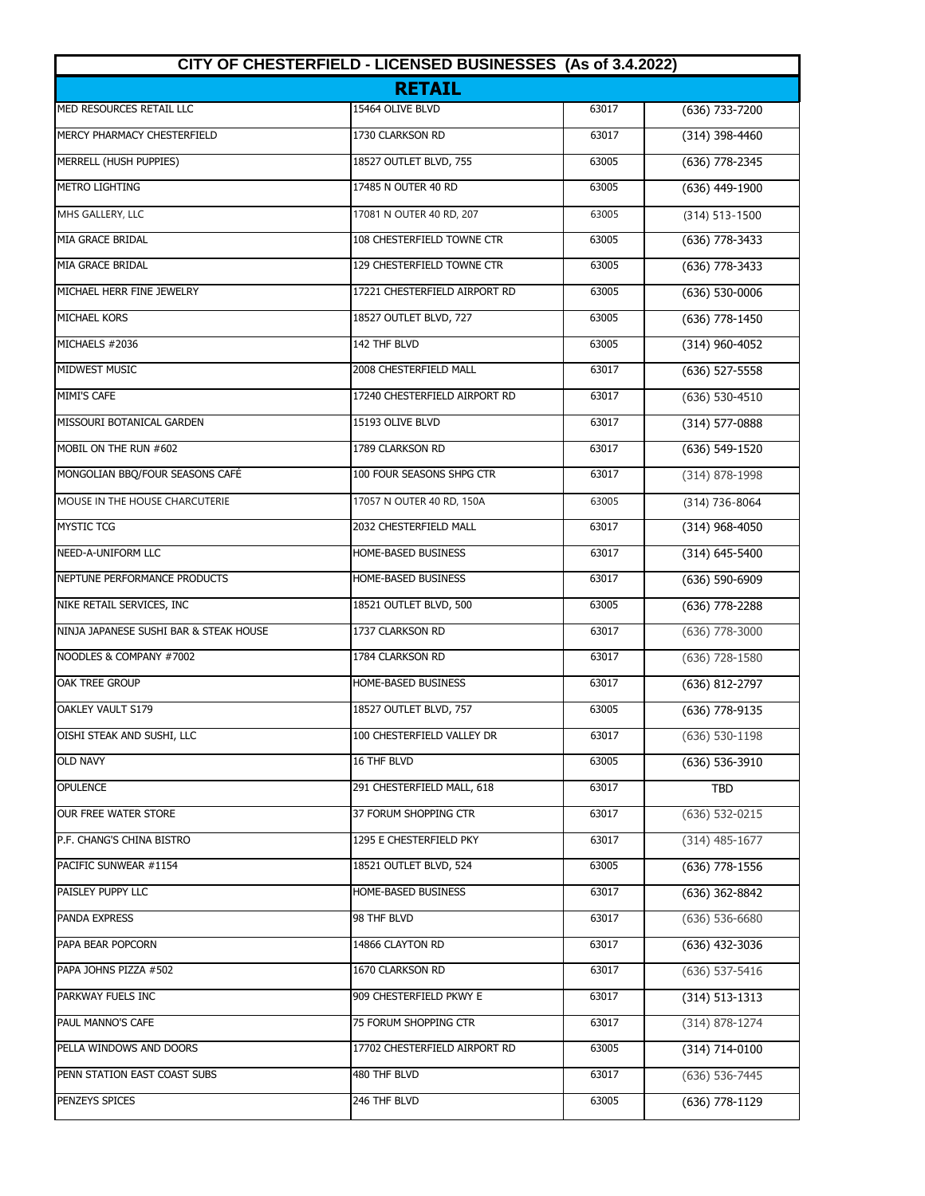| CITY OF CHESTERFIELD - LICENSED BUSINESSES (As of 3.4.2022) | | | |
|---|---|---|---|
| **RETAIL** | | | |
| MED RESOURCES RETAIL LLC | 15464 OLIVE BLVD | 63017 | (636) 733-7200 |
| MERCY PHARMACY CHESTERFIELD | 1730 CLARKSON RD | 63017 | (314) 398-4460 |
| MERRELL (HUSH PUPPIES) | 18527 OUTLET BLVD, 755 | 63005 | (636) 778-2345 |
| METRO LIGHTING | 17485 N OUTER 40 RD | 63005 | (636) 449-1900 |
| MHS GALLERY, LLC | 17081 N OUTER 40 RD, 207 | 63005 | (314) 513-1500 |
| MIA GRACE BRIDAL | 108 CHESTERFIELD TOWNE CTR | 63005 | (636) 778-3433 |
| MIA GRACE BRIDAL | 129 CHESTERFIELD TOWNE CTR | 63005 | (636) 778-3433 |
| MICHAEL HERR FINE JEWELRY | 17221 CHESTERFIELD AIRPORT RD | 63005 | (636) 530-0006 |
| MICHAEL KORS | 18527 OUTLET BLVD, 727 | 63005 | (636) 778-1450 |
| MICHAELS #2036 | 142 THF BLVD | 63005 | (314) 960-4052 |
| MIDWEST MUSIC | 2008 CHESTERFIELD MALL | 63017 | (636) 527-5558 |
| MIMI'S CAFE | 17240 CHESTERFIELD AIRPORT RD | 63017 | (636) 530-4510 |
| MISSOURI BOTANICAL GARDEN | 15193 OLIVE BLVD | 63017 | (314) 577-0888 |
| MOBIL ON THE RUN #602 | 1789 CLARKSON RD | 63017 | (636) 549-1520 |
| MONGOLIAN BBQ/FOUR SEASONS CAFÉ | 100 FOUR SEASONS SHPG CTR | 63017 | (314) 878-1998 |
| MOUSE IN THE HOUSE CHARCUTERIE | 17057 N OUTER 40 RD, 150A | 63005 | (314) 736-8064 |
| MYSTIC TCG | 2032 CHESTERFIELD MALL | 63017 | (314) 968-4050 |
| NEED-A-UNIFORM LLC | HOME-BASED BUSINESS | 63017 | (314) 645-5400 |
| NEPTUNE PERFORMANCE PRODUCTS | HOME-BASED BUSINESS | 63017 | (636) 590-6909 |
| NIKE RETAIL SERVICES, INC | 18521 OUTLET BLVD, 500 | 63005 | (636) 778-2288 |
| NINJA JAPANESE SUSHI BAR & STEAK HOUSE | 1737 CLARKSON RD | 63017 | (636) 778-3000 |
| NOODLES & COMPANY #7002 | 1784 CLARKSON RD | 63017 | (636) 728-1580 |
| OAK TREE GROUP | HOME-BASED BUSINESS | 63017 | (636) 812-2797 |
| OAKLEY VAULT S179 | 18527 OUTLET BLVD, 757 | 63005 | (636) 778-9135 |
| OISHI STEAK AND SUSHI, LLC | 100 CHESTERFIELD VALLEY DR | 63017 | (636) 530-1198 |
| OLD NAVY | 16 THF BLVD | 63005 | (636) 536-3910 |
| OPULENCE | 291 CHESTERFIELD MALL, 618 | 63017 | TBD |
| OUR FREE WATER STORE | 37 FORUM SHOPPING CTR | 63017 | (636) 532-0215 |
| P.F. CHANG'S CHINA BISTRO | 1295 E CHESTERFIELD PKY | 63017 | (314) 485-1677 |
| PACIFIC SUNWEAR #1154 | 18521 OUTLET BLVD, 524 | 63005 | (636) 778-1556 |
| PAISLEY PUPPY LLC | HOME-BASED BUSINESS | 63017 | (636) 362-8842 |
| PANDA EXPRESS | 98 THF BLVD | 63017 | (636) 536-6680 |
| PAPA BEAR POPCORN | 14866 CLAYTON RD | 63017 | (636) 432-3036 |
| PAPA JOHNS PIZZA #502 | 1670 CLARKSON RD | 63017 | (636) 537-5416 |
| PARKWAY FUELS INC | 909 CHESTERFIELD PKWY E | 63017 | (314) 513-1313 |
| PAUL MANNO'S CAFE | 75 FORUM SHOPPING CTR | 63017 | (314) 878-1274 |
| PELLA WINDOWS AND DOORS | 17702 CHESTERFIELD AIRPORT RD | 63005 | (314) 714-0100 |
| PENN STATION EAST COAST SUBS | 480 THF BLVD | 63017 | (636) 536-7445 |
| PENZEYS SPICES | 246 THF BLVD | 63005 | (636) 778-1129 |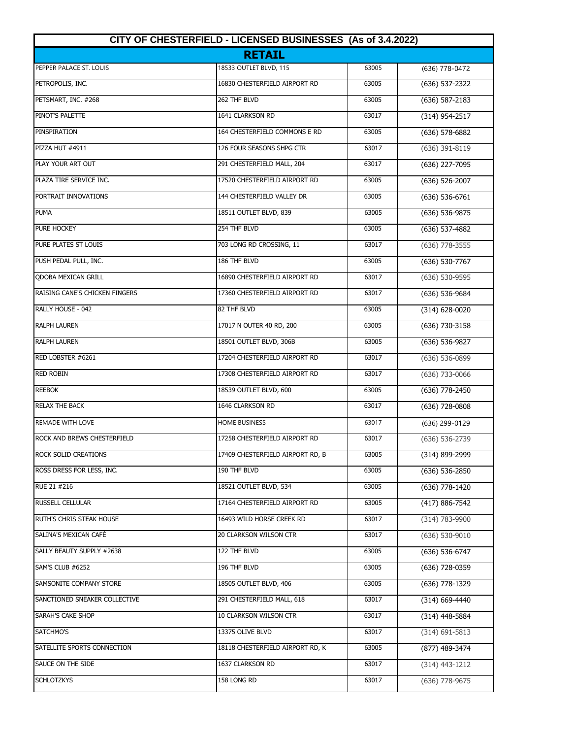# CITY OF CHESTERFIELD - LICENSED BUSINESSES (As of 3.4.2022)

## RETAIL

| | | | |
|---|---|---|---|
| PEPPER PALACE ST. LOUIS | 18533 OUTLET BLVD, 115 | 63005 | (636) 778-0472 |
| PETROPOLIS, INC. | 16830 CHESTERFIELD AIRPORT RD | 63005 | (636) 537-2322 |
| PETSMART, INC. #268 | 262 THF BLVD | 63005 | (636) 587-2183 |
| PINOT'S PALETTE | 1641 CLARKSON RD | 63017 | (314) 954-2517 |
| PINSPIRATION | 164 CHESTERFIELD COMMONS E RD | 63005 | (636) 578-6882 |
| PIZZA HUT #4911 | 126 FOUR SEASONS SHPG CTR | 63017 | (636) 391-8119 |
| PLAY YOUR ART OUT | 291 CHESTERFIELD MALL, 204 | 63017 | (636) 227-7095 |
| PLAZA TIRE SERVICE INC. | 17520 CHESTERFIELD AIRPORT RD | 63005 | (636) 526-2007 |
| PORTRAIT INNOVATIONS | 144 CHESTERFIELD VALLEY DR | 63005 | (636) 536-6761 |
| PUMA | 18511 OUTLET BLVD, 839 | 63005 | (636) 536-9875 |
| PURE HOCKEY | 254 THF BLVD | 63005 | (636) 537-4882 |
| PURE PLATES ST LOUIS | 703 LONG RD CROSSING, 11 | 63017 | (636) 778-3555 |
| PUSH PEDAL PULL, INC. | 186 THF BLVD | 63005 | (636) 530-7767 |
| QDOBA MEXICAN GRILL | 16890 CHESTERFIELD AIRPORT RD | 63017 | (636) 530-9595 |
| RAISING CANE'S CHICKEN FINGERS | 17360 CHESTERFIELD AIRPORT RD | 63017 | (636) 536-9684 |
| RALLY HOUSE - 042 | 82 THF BLVD | 63005 | (314) 628-0020 |
| RALPH LAUREN | 17017 N OUTER 40 RD, 200 | 63005 | (636) 730-3158 |
| RALPH LAUREN | 18501 OUTLET BLVD, 306B | 63005 | (636) 536-9827 |
| RED LOBSTER #6261 | 17204 CHESTERFIELD AIRPORT RD | 63017 | (636) 536-0899 |
| RED ROBIN | 17308 CHESTERFIELD AIRPORT RD | 63017 | (636) 733-0066 |
| REEBOK | 18539 OUTLET BLVD, 600 | 63005 | (636) 778-2450 |
| RELAX THE BACK | 1646 CLARKSON RD | 63017 | (636) 728-0808 |
| REMADE WITH LOVE | HOME BUSINESS | 63017 | (636) 299-0129 |
| ROCK AND BREWS CHESTERFIELD | 17258 CHESTERFIELD AIRPORT RD | 63017 | (636) 536-2739 |
| ROCK SOLID CREATIONS | 17409 CHESTERFIELD AIRPORT RD, B | 63005 | (314) 899-2999 |
| ROSS DRESS FOR LESS, INC. | 190 THF BLVD | 63005 | (636) 536-2850 |
| RUE 21 #216 | 18521 OUTLET BLVD, 534 | 63005 | (636) 778-1420 |
| RUSSELL CELLULAR | 17164 CHESTERFIELD AIRPORT RD | 63005 | (417) 886-7542 |
| RUTH'S CHRIS STEAK HOUSE | 16493 WILD HORSE CREEK RD | 63017 | (314) 783-9900 |
| SALINA'S MEXICAN CAFÉ | 20 CLARKSON WILSON CTR | 63017 | (636) 530-9010 |
| SALLY BEAUTY SUPPLY #2638 | 122 THF BLVD | 63005 | (636) 536-6747 |
| SAM'S CLUB #6252 | 196 THF BLVD | 63005 | (636) 728-0359 |
| SAMSONITE COMPANY STORE | 18505 OUTLET BLVD, 406 | 63005 | (636) 778-1329 |
| SANCTIONED SNEAKER COLLECTIVE | 291 CHESTERFIELD MALL, 618 | 63017 | (314) 669-4440 |
| SARAH'S CAKE SHOP | 10 CLARKSON WILSON CTR | 63017 | (314) 448-5884 |
| SATCHMO'S | 13375 OLIVE BLVD | 63017 | (314) 691-5813 |
| SATELLITE SPORTS CONNECTION | 18118 CHESTERFIELD AIRPORT RD, K | 63005 | (877) 489-3474 |
| SAUCE ON THE SIDE | 1637 CLARKSON RD | 63017 | (314) 443-1212 |
| SCHLOTZKYS | 158 LONG RD | 63017 | (636) 778-9675 |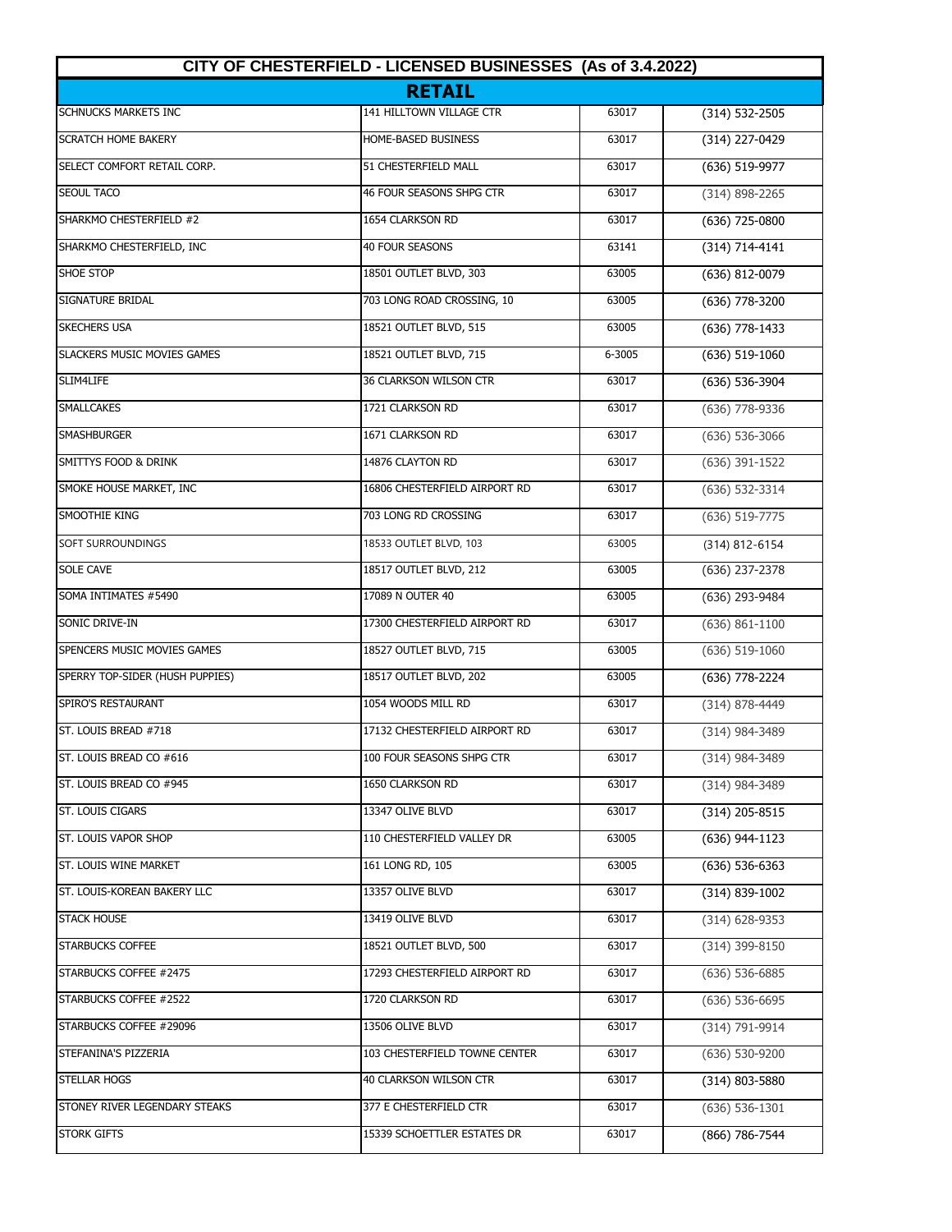# CITY OF CHESTERFIELD - LICENSED BUSINESSES (As of 3.4.2022)

## RETAIL

| | | | |
|---|---|---|---|
| SCHNUCKS MARKETS INC | 141 HILLTOWN VILLAGE CTR | 63017 | (314) 532-2505 |
| SCRATCH HOME BAKERY | HOME-BASED BUSINESS | 63017 | (314) 227-0429 |
| SELECT COMFORT RETAIL CORP. | 51 CHESTERFIELD MALL | 63017 | (636) 519-9977 |
| SEOUL TACO | 46 FOUR SEASONS SHPG CTR | 63017 | (314) 898-2265 |
| SHARKMO CHESTERFIELD #2 | 1654 CLARKSON RD | 63017 | (636) 725-0800 |
| SHARKMO CHESTERFIELD, INC | 40 FOUR SEASONS | 63141 | (314) 714-4141 |
| SHOE STOP | 18501 OUTLET BLVD, 303 | 63005 | (636) 812-0079 |
| SIGNATURE BRIDAL | 703 LONG ROAD CROSSING, 10 | 63005 | (636) 778-3200 |
| SKECHERS USA | 18521 OUTLET BLVD, 515 | 63005 | (636) 778-1433 |
| SLACKERS MUSIC MOVIES GAMES | 18521 OUTLET BLVD, 715 | 6-3005 | (636) 519-1060 |
| SLIM4LIFE | 36 CLARKSON WILSON CTR | 63017 | (636) 536-3904 |
| SMALLCAKES | 1721 CLARKSON RD | 63017 | (636) 778-9336 |
| SMASHBURGER | 1671 CLARKSON RD | 63017 | (636) 536-3066 |
| SMITTYS FOOD & DRINK | 14876 CLAYTON RD | 63017 | (636) 391-1522 |
| SMOKE HOUSE MARKET, INC | 16806 CHESTERFIELD AIRPORT RD | 63017 | (636) 532-3314 |
| SMOOTHIE KING | 703 LONG RD CROSSING | 63017 | (636) 519-7775 |
| SOFT SURROUNDINGS | 18533 OUTLET BLVD, 103 | 63005 | (314) 812-6154 |
| SOLE CAVE | 18517 OUTLET BLVD, 212 | 63005 | (636) 237-2378 |
| SOMA INTIMATES #5490 | 17089 N OUTER 40 | 63005 | (636) 293-9484 |
| SONIC DRIVE-IN | 17300 CHESTERFIELD AIRPORT RD | 63017 | (636) 861-1100 |
| SPENCERS MUSIC MOVIES GAMES | 18527 OUTLET BLVD, 715 | 63005 | (636) 519-1060 |
| SPERRY TOP-SIDER (HUSH PUPPIES) | 18517 OUTLET BLVD, 202 | 63005 | (636) 778-2224 |
| SPIRO'S RESTAURANT | 1054 WOODS MILL RD | 63017 | (314) 878-4449 |
| ST. LOUIS BREAD #718 | 17132 CHESTERFIELD AIRPORT RD | 63017 | (314) 984-3489 |
| ST. LOUIS BREAD CO #616 | 100 FOUR SEASONS SHPG CTR | 63017 | (314) 984-3489 |
| ST. LOUIS BREAD CO #945 | 1650 CLARKSON RD | 63017 | (314) 984-3489 |
| ST. LOUIS CIGARS | 13347 OLIVE BLVD | 63017 | (314) 205-8515 |
| ST. LOUIS VAPOR SHOP | 110 CHESTERFIELD VALLEY DR | 63005 | (636) 944-1123 |
| ST. LOUIS WINE MARKET | 161 LONG RD, 105 | 63005 | (636) 536-6363 |
| ST. LOUIS-KOREAN BAKERY LLC | 13357 OLIVE BLVD | 63017 | (314) 839-1002 |
| STACK HOUSE | 13419 OLIVE BLVD | 63017 | (314) 628-9353 |
| STARBUCKS COFFEE | 18521 OUTLET BLVD, 500 | 63017 | (314) 399-8150 |
| STARBUCKS COFFEE #2475 | 17293 CHESTERFIELD AIRPORT RD | 63017 | (636) 536-6885 |
| STARBUCKS COFFEE #2522 | 1720 CLARKSON RD | 63017 | (636) 536-6695 |
| STARBUCKS COFFEE #29096 | 13506 OLIVE BLVD | 63017 | (314) 791-9914 |
| STEFANINA'S PIZZERIA | 103 CHESTERFIELD TOWNE CENTER | 63017 | (636) 530-9200 |
| STELLAR HOGS | 40 CLARKSON WILSON CTR | 63017 | (314) 803-5880 |
| STONEY RIVER LEGENDARY STEAKS | 377 E CHESTERFIELD CTR | 63017 | (636) 536-1301 |
| STORK GIFTS | 15339 SCHOETTLER ESTATES DR | 63017 | (866) 786-7544 |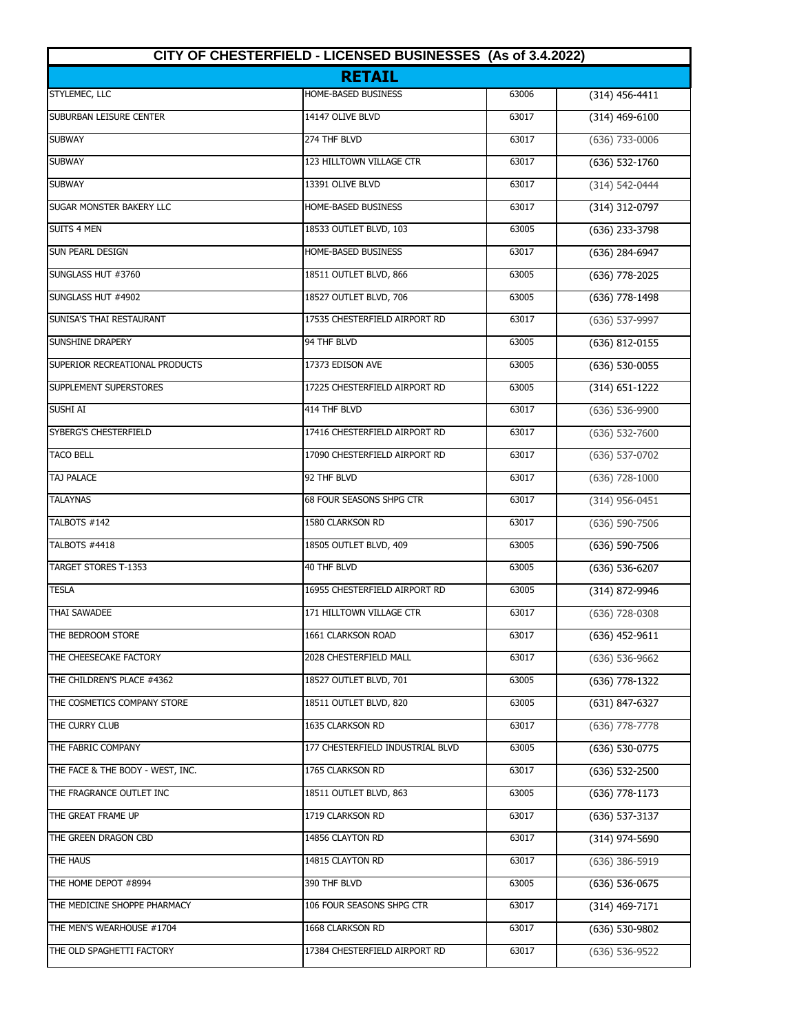# CITY OF CHESTERFIELD - LICENSED BUSINESSES (As of 3.4.2022)

## RETAIL

| | | | |
|---|---|---|---|
| STYLEMEC, LLC | HOME-BASED BUSINESS | 63006 | (314) 456-4411 |
| SUBURBAN LEISURE CENTER | 14147 OLIVE BLVD | 63017 | (314) 469-6100 |
| SUBWAY | 274 THF BLVD | 63017 | (636) 733-0006 |
| SUBWAY | 123 HILLTOWN VILLAGE CTR | 63017 | (636) 532-1760 |
| SUBWAY | 13391 OLIVE BLVD | 63017 | (314) 542-0444 |
| SUGAR MONSTER BAKERY LLC | HOME-BASED BUSINESS | 63017 | (314) 312-0797 |
| SUITS 4 MEN | 18533 OUTLET BLVD, 103 | 63005 | (636) 233-3798 |
| SUN PEARL DESIGN | HOME-BASED BUSINESS | 63017 | (636) 284-6947 |
| SUNGLASS HUT #3760 | 18511 OUTLET BLVD, 866 | 63005 | (636) 778-2025 |
| SUNGLASS HUT #4902 | 18527 OUTLET BLVD, 706 | 63005 | (636) 778-1498 |
| SUNISA'S THAI RESTAURANT | 17535 CHESTERFIELD AIRPORT RD | 63017 | (636) 537-9997 |
| SUNSHINE DRAPERY | 94 THF BLVD | 63005 | (636) 812-0155 |
| SUPERIOR RECREATIONAL PRODUCTS | 17373 EDISON AVE | 63005 | (636) 530-0055 |
| SUPPLEMENT SUPERSTORES | 17225 CHESTERFIELD AIRPORT RD | 63005 | (314) 651-1222 |
| SUSHI AI | 414 THF BLVD | 63017 | (636) 536-9900 |
| SYBERG'S CHESTERFIELD | 17416 CHESTERFIELD AIRPORT RD | 63017 | (636) 532-7600 |
| TACO BELL | 17090 CHESTERFIELD AIRPORT RD | 63017 | (636) 537-0702 |
| TAJ PALACE | 92 THF BLVD | 63017 | (636) 728-1000 |
| TALAYNAS | 68 FOUR SEASONS SHPG CTR | 63017 | (314) 956-0451 |
| TALBOTS #142 | 1580 CLARKSON RD | 63017 | (636) 590-7506 |
| TALBOTS #4418 | 18505 OUTLET BLVD, 409 | 63005 | (636) 590-7506 |
| TARGET STORES T-1353 | 40 THF BLVD | 63005 | (636) 536-6207 |
| TESLA | 16955 CHESTERFIELD AIRPORT RD | 63005 | (314) 872-9946 |
| THAI SAWADEE | 171 HILLTOWN VILLAGE CTR | 63017 | (636) 728-0308 |
| THE BEDROOM STORE | 1661 CLARKSON ROAD | 63017 | (636) 452-9611 |
| THE CHEESECAKE FACTORY | 2028 CHESTERFIELD MALL | 63017 | (636) 536-9662 |
| THE CHILDREN'S PLACE #4362 | 18527 OUTLET BLVD, 701 | 63005 | (636) 778-1322 |
| THE COSMETICS COMPANY STORE | 18511 OUTLET BLVD, 820 | 63005 | (631) 847-6327 |
| THE CURRY CLUB | 1635 CLARKSON RD | 63017 | (636) 778-7778 |
| THE FABRIC COMPANY | 177 CHESTERFIELD INDUSTRIAL BLVD | 63005 | (636) 530-0775 |
| THE FACE & THE BODY - WEST, INC. | 1765 CLARKSON RD | 63017 | (636) 532-2500 |
| THE FRAGRANCE OUTLET INC | 18511 OUTLET BLVD, 863 | 63005 | (636) 778-1173 |
| THE GREAT FRAME UP | 1719 CLARKSON RD | 63017 | (636) 537-3137 |
| THE GREEN DRAGON CBD | 14856 CLAYTON RD | 63017 | (314) 974-5690 |
| THE HAUS | 14815 CLAYTON RD | 63017 | (636) 386-5919 |
| THE HOME DEPOT #8994 | 390 THF BLVD | 63005 | (636) 536-0675 |
| THE MEDICINE SHOPPE PHARMACY | 106 FOUR SEASONS SHPG CTR | 63017 | (314) 469-7171 |
| THE MEN'S WEARHOUSE #1704 | 1668 CLARKSON RD | 63017 | (636) 530-9802 |
| THE OLD SPAGHETTI FACTORY | 17384 CHESTERFIELD AIRPORT RD | 63017 | (636) 536-9522 |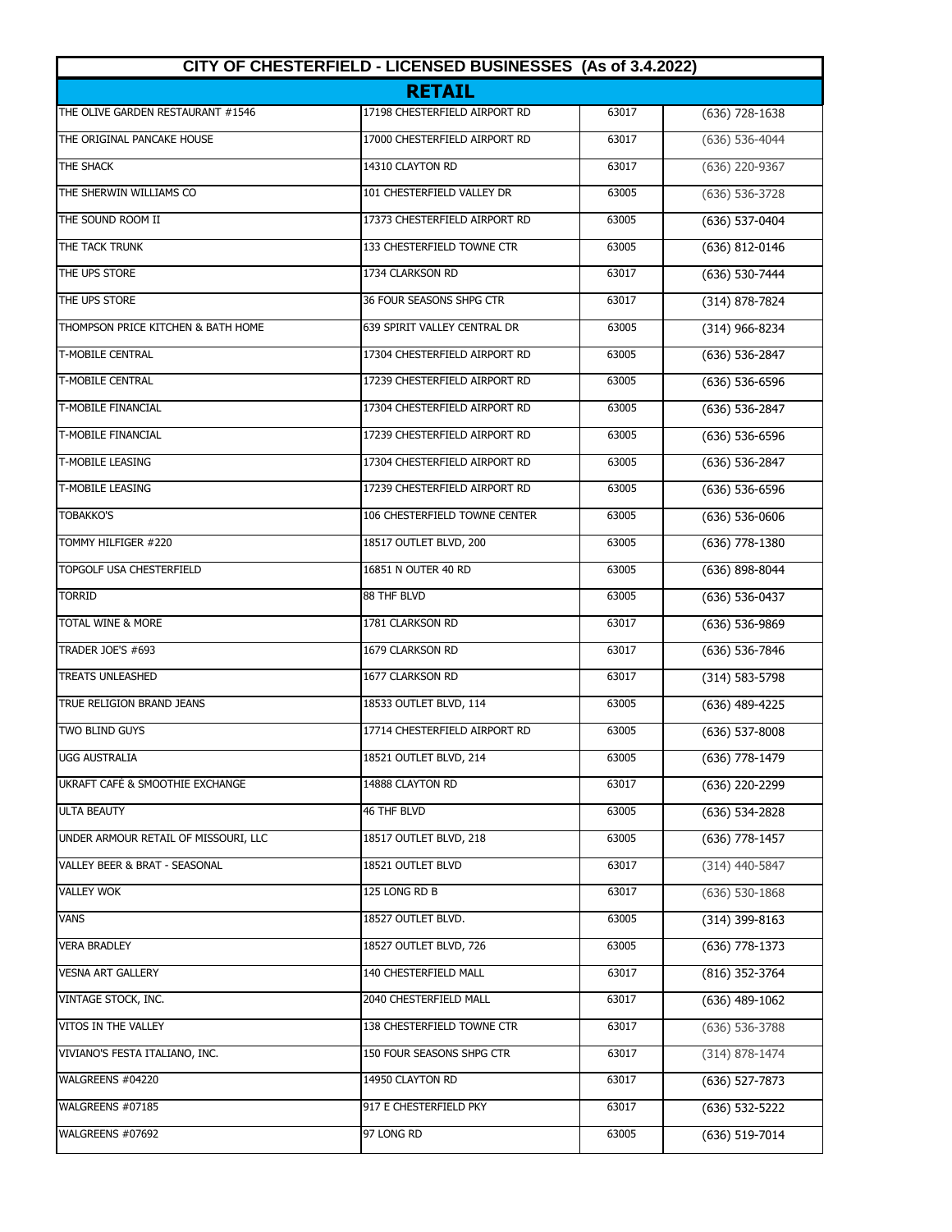| CITY OF CHESTERFIELD - LICENSED BUSINESSES (As of 3.4.2022) | | | |
|---|---|---|---|
| **RETAIL** | | | |
| THE OLIVE GARDEN RESTAURANT #1546 | 17198 CHESTERFIELD AIRPORT RD | 63017 | (636) 728-1638 |
| THE ORIGINAL PANCAKE HOUSE | 17000 CHESTERFIELD AIRPORT RD | 63017 | (636) 536-4044 |
| THE SHACK | 14310 CLAYTON RD | 63017 | (636) 220-9367 |
| THE SHERWIN WILLIAMS CO | 101 CHESTERFIELD VALLEY DR | 63005 | (636) 536-3728 |
| THE SOUND ROOM II | 17373 CHESTERFIELD AIRPORT RD | 63005 | (636) 537-0404 |
| THE TACK TRUNK | 133 CHESTERFIELD TOWNE CTR | 63005 | (636) 812-0146 |
| THE UPS STORE | 1734 CLARKSON RD | 63017 | (636) 530-7444 |
| THE UPS STORE | 36 FOUR SEASONS SHPG CTR | 63017 | (314) 878-7824 |
| THOMPSON PRICE KITCHEN & BATH HOME | 639 SPIRIT VALLEY CENTRAL DR | 63005 | (314) 966-8234 |
| T-MOBILE CENTRAL | 17304 CHESTERFIELD AIRPORT RD | 63005 | (636) 536-2847 |
| T-MOBILE CENTRAL | 17239 CHESTERFIELD AIRPORT RD | 63005 | (636) 536-6596 |
| T-MOBILE FINANCIAL | 17304 CHESTERFIELD AIRPORT RD | 63005 | (636) 536-2847 |
| T-MOBILE FINANCIAL | 17239 CHESTERFIELD AIRPORT RD | 63005 | (636) 536-6596 |
| T-MOBILE LEASING | 17304 CHESTERFIELD AIRPORT RD | 63005 | (636) 536-2847 |
| T-MOBILE LEASING | 17239 CHESTERFIELD AIRPORT RD | 63005 | (636) 536-6596 |
| TOBAKKO'S | 106 CHESTERFIELD TOWNE CENTER | 63005 | (636) 536-0606 |
| TOMMY HILFIGER #220 | 18517 OUTLET BLVD, 200 | 63005 | (636) 778-1380 |
| TOPGOLF USA CHESTERFIELD | 16851 N OUTER 40 RD | 63005 | (636) 898-8044 |
| TORRID | 88 THF BLVD | 63005 | (636) 536-0437 |
| TOTAL WINE & MORE | 1781 CLARKSON RD | 63017 | (636) 536-9869 |
| TRADER JOE'S #693 | 1679 CLARKSON RD | 63017 | (636) 536-7846 |
| TREATS UNLEASHED | 1677 CLARKSON RD | 63017 | (314) 583-5798 |
| TRUE RELIGION BRAND JEANS | 18533 OUTLET BLVD, 114 | 63005 | (636) 489-4225 |
| TWO BLIND GUYS | 17714 CHESTERFIELD AIRPORT RD | 63005 | (636) 537-8008 |
| UGG AUSTRALIA | 18521 OUTLET BLVD, 214 | 63005 | (636) 778-1479 |
| UKRAFT CAFÉ & SMOOTHIE EXCHANGE | 14888 CLAYTON RD | 63017 | (636) 220-2299 |
| ULTA BEAUTY | 46 THF BLVD | 63005 | (636) 534-2828 |
| UNDER ARMOUR RETAIL OF MISSOURI, LLC | 18517 OUTLET BLVD, 218 | 63005 | (636) 778-1457 |
| VALLEY BEER & BRAT - SEASONAL | 18521 OUTLET BLVD | 63017 | (314) 440-5847 |
| VALLEY WOK | 125 LONG RD B | 63017 | (636) 530-1868 |
| VANS | 18527 OUTLET BLVD. | 63005 | (314) 399-8163 |
| VERA BRADLEY | 18527 OUTLET BLVD, 726 | 63005 | (636) 778-1373 |
| VESNA ART GALLERY | 140 CHESTERFIELD MALL | 63017 | (816) 352-3764 |
| VINTAGE STOCK, INC. | 2040 CHESTERFIELD MALL | 63017 | (636) 489-1062 |
| VITOS IN THE VALLEY | 138 CHESTERFIELD TOWNE CTR | 63017 | (636) 536-3788 |
| VIVIANO'S FESTA ITALIANO, INC. | 150 FOUR SEASONS SHPG CTR | 63017 | (314) 878-1474 |
| WALGREENS #04220 | 14950 CLAYTON RD | 63017 | (636) 527-7873 |
| WALGREENS #07185 | 917 E CHESTERFIELD PKY | 63017 | (636) 532-5222 |
| WALGREENS #07692 | 97 LONG RD | 63005 | (636) 519-7014 |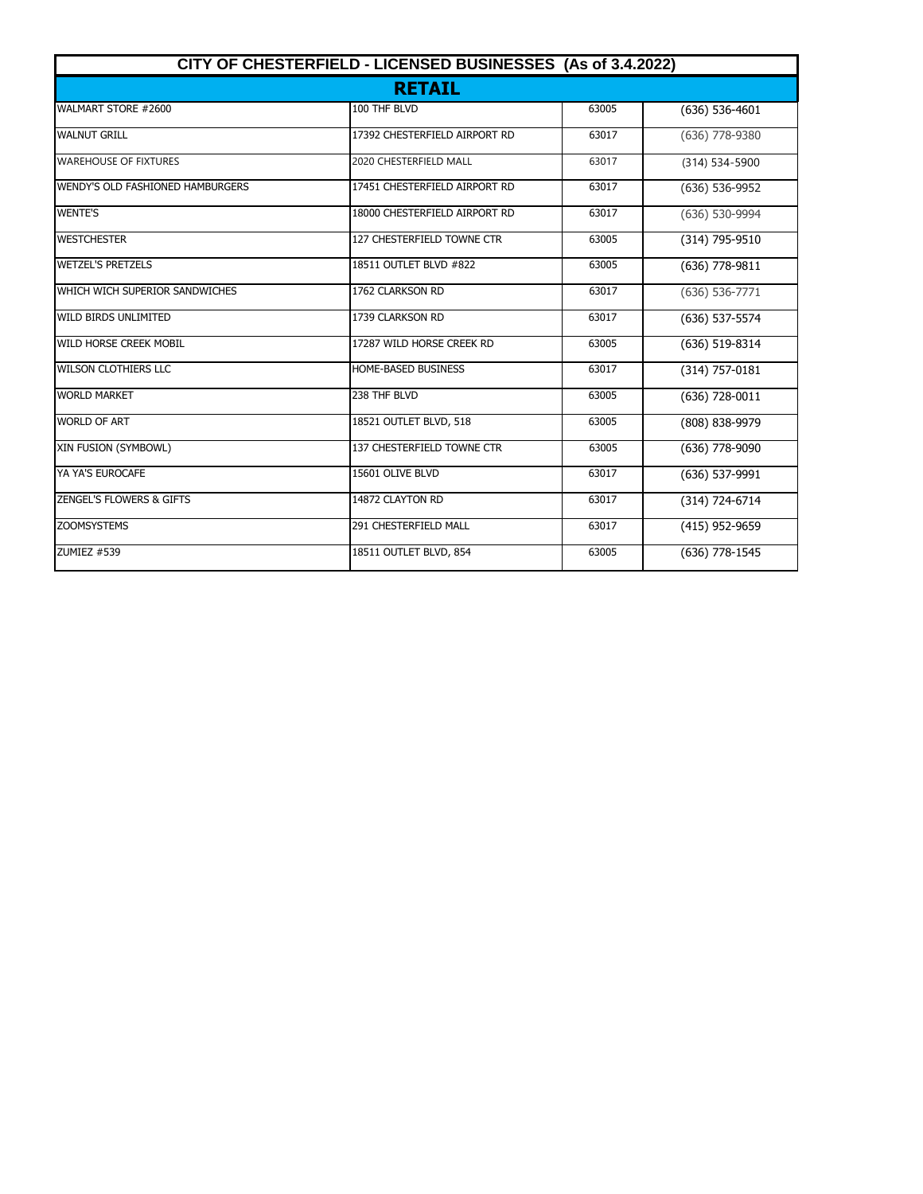# CITY OF CHESTERFIELD - LICENSED BUSINESSES (As of 3.4.2022)

## RETAIL

| | | | |
|---|---|---|---|
| WALMART STORE #2600 | 100 THF BLVD | 63005 | (636) 536-4601 |
| WALNUT GRILL | 17392 CHESTERFIELD AIRPORT RD | 63017 | (636) 778-9380 |
| WAREHOUSE OF FIXTURES | 2020 CHESTERFIELD MALL | 63017 | (314) 534-5900 |
| WENDY'S OLD FASHIONED HAMBURGERS | 17451 CHESTERFIELD AIRPORT RD | 63017 | (636) 536-9952 |
| WENTE'S | 18000 CHESTERFIELD AIRPORT RD | 63017 | (636) 530-9994 |
| WESTCHESTER | 127 CHESTERFIELD TOWNE CTR | 63005 | (314) 795-9510 |
| WETZEL'S PRETZELS | 18511 OUTLET BLVD #822 | 63005 | (636) 778-9811 |
| WHICH WICH SUPERIOR SANDWICHES | 1762 CLARKSON RD | 63017 | (636) 536-7771 |
| WILD BIRDS UNLIMITED | 1739 CLARKSON RD | 63017 | (636) 537-5574 |
| WILD HORSE CREEK MOBIL | 17287 WILD HORSE CREEK RD | 63005 | (636) 519-8314 |
| WILSON CLOTHIERS LLC | HOME-BASED BUSINESS | 63017 | (314) 757-0181 |
| WORLD MARKET | 238 THF BLVD | 63005 | (636) 728-0011 |
| WORLD OF ART | 18521 OUTLET BLVD, 518 | 63005 | (808) 838-9979 |
| XIN FUSION (SYMBOWL) | 137 CHESTERFIELD TOWNE CTR | 63005 | (636) 778-9090 |
| YA YA'S EUROCAFE | 15601 OLIVE BLVD | 63017 | (636) 537-9991 |
| ZENGEL'S FLOWERS & GIFTS | 14872 CLAYTON RD | 63017 | (314) 724-6714 |
| ZOOMSYSTEMS | 291 CHESTERFIELD MALL | 63017 | (415) 952-9659 |
| ZUMIEZ #539 | 18511 OUTLET BLVD, 854 | 63005 | (636) 778-1545 |